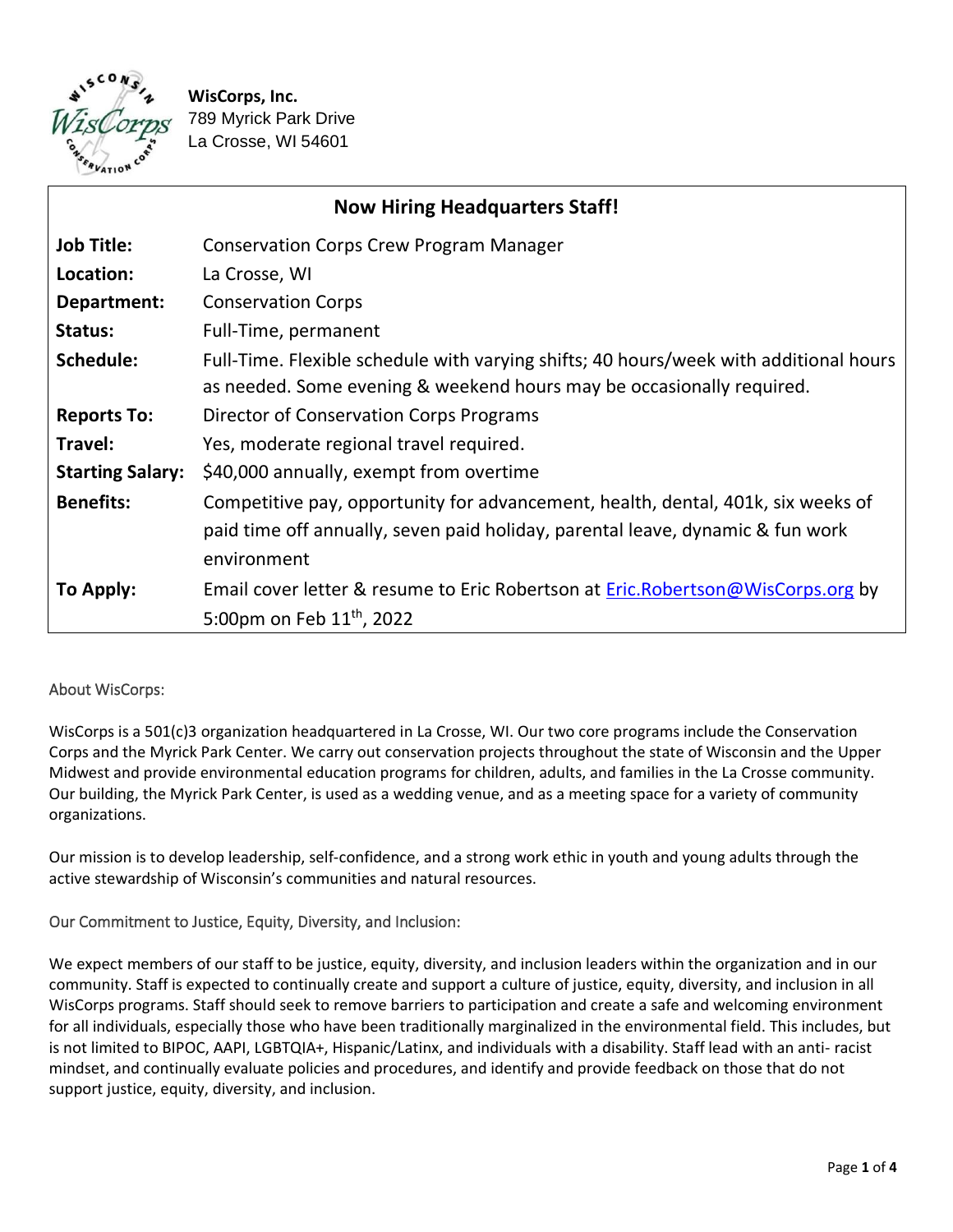**WisCorps, Inc.**
789 Myrick Park Drive
La Crosse, WI 54601

## Now Hiring Headquarters Staff!

| | |
|---|---|
| **Job Title:** | Conservation Corps Crew Program Manager |
| **Location:** | La Crosse, WI |
| **Department:** | Conservation Corps |
| **Status:** | Full-Time, permanent |
| **Schedule:** | Full-Time. Flexible schedule with varying shifts; 40 hours/week with additional hours as needed. Some evening & weekend hours may be occasionally required. |
| **Reports To:** | Director of Conservation Corps Programs |
| **Travel:** | Yes, moderate regional travel required. |
| **Starting Salary:** | $40,000 annually, exempt from overtime |
| **Benefits:** | Competitive pay, opportunity for advancement, health, dental, 401k, six weeks of paid time off annually, seven paid holiday, parental leave, dynamic & fun work environment |
| **To Apply:** | Email cover letter & resume to Eric Robertson at Eric.Robertson@WisCorps.org by 5:00pm on Feb 11th, 2022 |

### About WisCorps:

WisCorps is a 501(c)3 organization headquartered in La Crosse, WI. Our two core programs include the Conservation Corps and the Myrick Park Center. We carry out conservation projects throughout the state of Wisconsin and the Upper Midwest and provide environmental education programs for children, adults, and families in the La Crosse community. Our building, the Myrick Park Center, is used as a wedding venue, and as a meeting space for a variety of community organizations.

Our mission is to develop leadership, self-confidence, and a strong work ethic in youth and young adults through the active stewardship of Wisconsin's communities and natural resources.

### Our Commitment to Justice, Equity, Diversity, and Inclusion:

We expect members of our staff to be justice, equity, diversity, and inclusion leaders within the organization and in our community. Staff is expected to continually create and support a culture of justice, equity, diversity, and inclusion in all WisCorps programs. Staff should seek to remove barriers to participation and create a safe and welcoming environment for all individuals, especially those who have been traditionally marginalized in the environmental field. This includes, but is not limited to BIPOC, AAPI, LGBTQIA+, Hispanic/Latinx, and individuals with a disability. Staff lead with an anti- racist mindset, and continually evaluate policies and procedures, and identify and provide feedback on those that do not support justice, equity, diversity, and inclusion.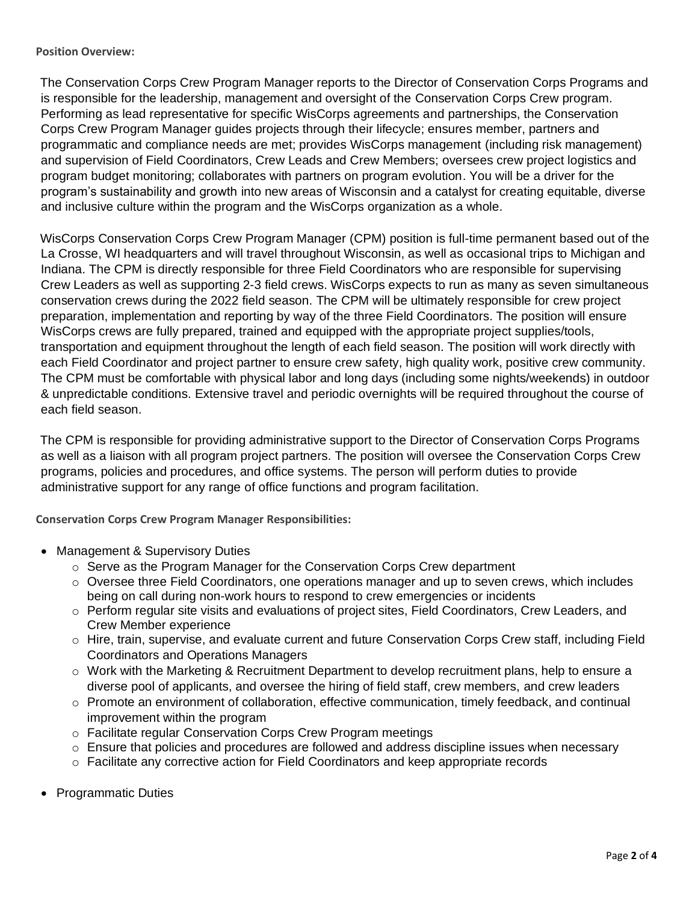**Position Overview:**

The Conservation Corps Crew Program Manager reports to the Director of Conservation Corps Programs and is responsible for the leadership, management and oversight of the Conservation Corps Crew program. Performing as lead representative for specific WisCorps agreements and partnerships, the Conservation Corps Crew Program Manager guides projects through their lifecycle; ensures member, partners and programmatic and compliance needs are met; provides WisCorps management (including risk management) and supervision of Field Coordinators, Crew Leads and Crew Members; oversees crew project logistics and program budget monitoring; collaborates with partners on program evolution. You will be a driver for the program's sustainability and growth into new areas of Wisconsin and a catalyst for creating equitable, diverse and inclusive culture within the program and the WisCorps organization as a whole.

WisCorps Conservation Corps Crew Program Manager (CPM) position is full-time permanent based out of the La Crosse, WI headquarters and will travel throughout Wisconsin, as well as occasional trips to Michigan and Indiana. The CPM is directly responsible for three Field Coordinators who are responsible for supervising Crew Leaders as well as supporting 2-3 field crews. WisCorps expects to run as many as seven simultaneous conservation crews during the 2022 field season. The CPM will be ultimately responsible for crew project preparation, implementation and reporting by way of the three Field Coordinators. The position will ensure WisCorps crews are fully prepared, trained and equipped with the appropriate project supplies/tools, transportation and equipment throughout the length of each field season. The position will work directly with each Field Coordinator and project partner to ensure crew safety, high quality work, positive crew community. The CPM must be comfortable with physical labor and long days (including some nights/weekends) in outdoor & unpredictable conditions. Extensive travel and periodic overnights will be required throughout the course of each field season.

The CPM is responsible for providing administrative support to the Director of Conservation Corps Programs as well as a liaison with all program project partners. The position will oversee the Conservation Corps Crew programs, policies and procedures, and office systems. The person will perform duties to provide administrative support for any range of office functions and program facilitation.

**Conservation Corps Crew Program Manager Responsibilities:**

- Management & Supervisory Duties
  - Serve as the Program Manager for the Conservation Corps Crew department
  - Oversee three Field Coordinators, one operations manager and up to seven crews, which includes being on call during non-work hours to respond to crew emergencies or incidents
  - Perform regular site visits and evaluations of project sites, Field Coordinators, Crew Leaders, and Crew Member experience
  - Hire, train, supervise, and evaluate current and future Conservation Corps Crew staff, including Field Coordinators and Operations Managers
  - Work with the Marketing & Recruitment Department to develop recruitment plans, help to ensure a diverse pool of applicants, and oversee the hiring of field staff, crew members, and crew leaders
  - Promote an environment of collaboration, effective communication, timely feedback, and continual improvement within the program
  - Facilitate regular Conservation Corps Crew Program meetings
  - Ensure that policies and procedures are followed and address discipline issues when necessary
  - Facilitate any corrective action for Field Coordinators and keep appropriate records

- Programmatic Duties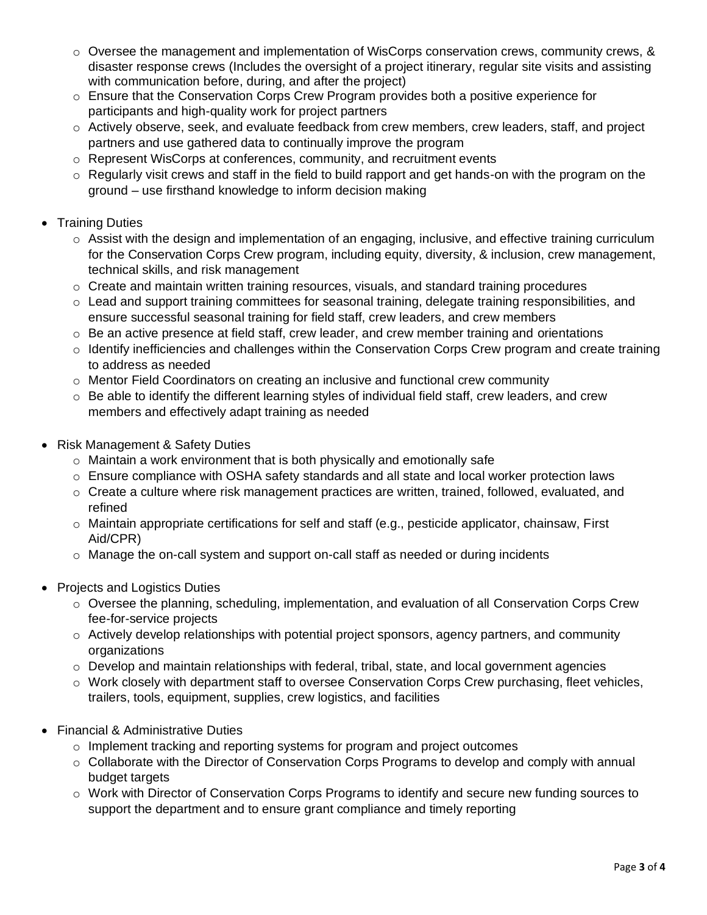- Oversee the management and implementation of WisCorps conservation crews, community crews, & disaster response crews (Includes the oversight of a project itinerary, regular site visits and assisting with communication before, during, and after the project)
- Ensure that the Conservation Corps Crew Program provides both a positive experience for participants and high-quality work for project partners
- Actively observe, seek, and evaluate feedback from crew members, crew leaders, staff, and project partners and use gathered data to continually improve the program
- Represent WisCorps at conferences, community, and recruitment events
- Regularly visit crews and staff in the field to build rapport and get hands-on with the program on the ground – use firsthand knowledge to inform decision making

- Training Duties
  - Assist with the design and implementation of an engaging, inclusive, and effective training curriculum for the Conservation Corps Crew program, including equity, diversity, & inclusion, crew management, technical skills, and risk management
  - Create and maintain written training resources, visuals, and standard training procedures
  - Lead and support training committees for seasonal training, delegate training responsibilities, and ensure successful seasonal training for field staff, crew leaders, and crew members
  - Be an active presence at field staff, crew leader, and crew member training and orientations
  - Identify inefficiencies and challenges within the Conservation Corps Crew program and create training to address as needed
  - Mentor Field Coordinators on creating an inclusive and functional crew community
  - Be able to identify the different learning styles of individual field staff, crew leaders, and crew members and effectively adapt training as needed

- Risk Management & Safety Duties
  - Maintain a work environment that is both physically and emotionally safe
  - Ensure compliance with OSHA safety standards and all state and local worker protection laws
  - Create a culture where risk management practices are written, trained, followed, evaluated, and refined
  - Maintain appropriate certifications for self and staff (e.g., pesticide applicator, chainsaw, First Aid/CPR)
  - Manage the on-call system and support on-call staff as needed or during incidents

- Projects and Logistics Duties
  - Oversee the planning, scheduling, implementation, and evaluation of all Conservation Corps Crew fee-for-service projects
  - Actively develop relationships with potential project sponsors, agency partners, and community organizations
  - Develop and maintain relationships with federal, tribal, state, and local government agencies
  - Work closely with department staff to oversee Conservation Corps Crew purchasing, fleet vehicles, trailers, tools, equipment, supplies, crew logistics, and facilities

- Financial & Administrative Duties
  - Implement tracking and reporting systems for program and project outcomes
  - Collaborate with the Director of Conservation Corps Programs to develop and comply with annual budget targets
  - Work with Director of Conservation Corps Programs to identify and secure new funding sources to support the department and to ensure grant compliance and timely reporting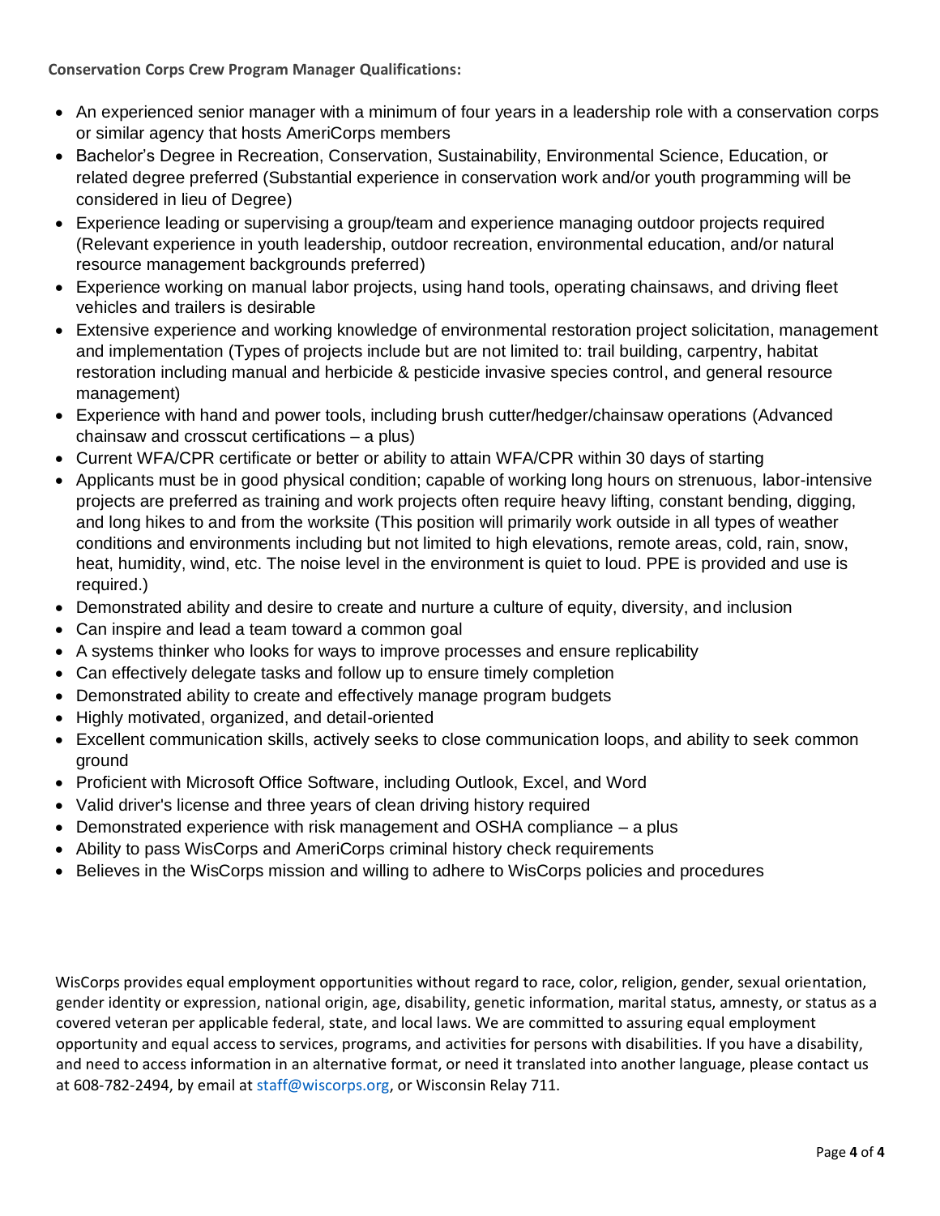**Conservation Corps Crew Program Manager Qualifications:**

- An experienced senior manager with a minimum of four years in a leadership role with a conservation corps or similar agency that hosts AmeriCorps members
- Bachelor's Degree in Recreation, Conservation, Sustainability, Environmental Science, Education, or related degree preferred (Substantial experience in conservation work and/or youth programming will be considered in lieu of Degree)
- Experience leading or supervising a group/team and experience managing outdoor projects required (Relevant experience in youth leadership, outdoor recreation, environmental education, and/or natural resource management backgrounds preferred)
- Experience working on manual labor projects, using hand tools, operating chainsaws, and driving fleet vehicles and trailers is desirable
- Extensive experience and working knowledge of environmental restoration project solicitation, management and implementation (Types of projects include but are not limited to: trail building, carpentry, habitat restoration including manual and herbicide & pesticide invasive species control, and general resource management)
- Experience with hand and power tools, including brush cutter/hedger/chainsaw operations (Advanced chainsaw and crosscut certifications – a plus)
- Current WFA/CPR certificate or better or ability to attain WFA/CPR within 30 days of starting
- Applicants must be in good physical condition; capable of working long hours on strenuous, labor-intensive projects are preferred as training and work projects often require heavy lifting, constant bending, digging, and long hikes to and from the worksite (This position will primarily work outside in all types of weather conditions and environments including but not limited to high elevations, remote areas, cold, rain, snow, heat, humidity, wind, etc. The noise level in the environment is quiet to loud. PPE is provided and use is required.)
- Demonstrated ability and desire to create and nurture a culture of equity, diversity, and inclusion
- Can inspire and lead a team toward a common goal
- A systems thinker who looks for ways to improve processes and ensure replicability
- Can effectively delegate tasks and follow up to ensure timely completion
- Demonstrated ability to create and effectively manage program budgets
- Highly motivated, organized, and detail-oriented
- Excellent communication skills, actively seeks to close communication loops, and ability to seek common ground
- Proficient with Microsoft Office Software, including Outlook, Excel, and Word
- Valid driver's license and three years of clean driving history required
- Demonstrated experience with risk management and OSHA compliance – a plus
- Ability to pass WisCorps and AmeriCorps criminal history check requirements
- Believes in the WisCorps mission and willing to adhere to WisCorps policies and procedures

WisCorps provides equal employment opportunities without regard to race, color, religion, gender, sexual orientation, gender identity or expression, national origin, age, disability, genetic information, marital status, amnesty, or status as a covered veteran per applicable federal, state, and local laws. We are committed to assuring equal employment opportunity and equal access to services, programs, and activities for persons with disabilities. If you have a disability, and need to access information in an alternative format, or need it translated into another language, please contact us at 608-782-2494, by email at staff@wiscorps.org, or Wisconsin Relay 711.